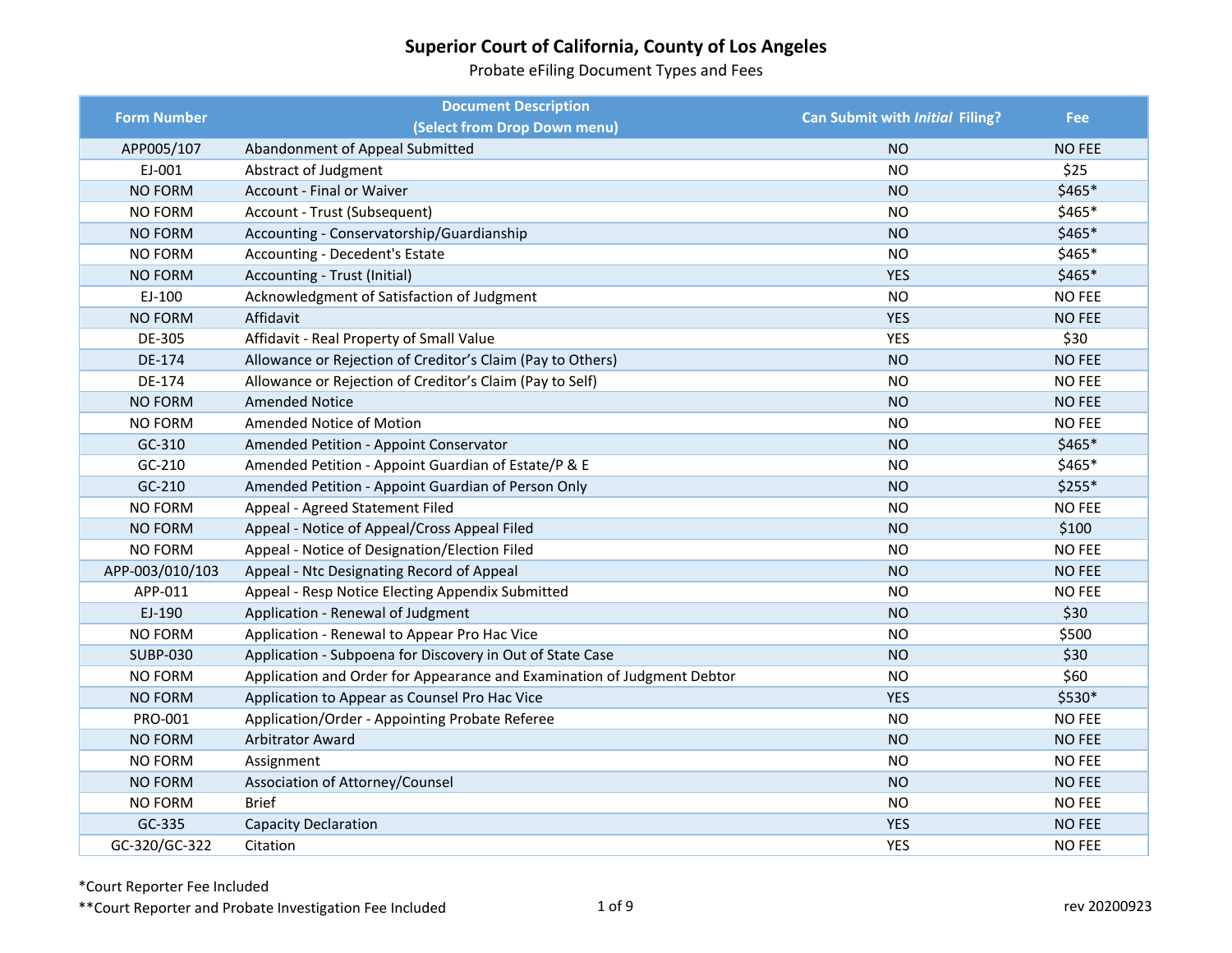# Superior Court of California, County of Los Angeles

Probate eFiling Document Types and Fees

| Form Number | Document Description (Select from Drop Down menu) | Can Submit with *Initial* Filing? | Fee |
|---|---|---|---|
| APP005/107 | Abandonment of Appeal Submitted | NO | NO FEE |
| EJ-001 | Abstract of Judgment | NO | $25 |
| NO FORM | Account - Final or Waiver | NO | $465* |
| NO FORM | Account - Trust (Subsequent) | NO | $465* |
| NO FORM | Accounting - Conservatorship/Guardianship | NO | $465* |
| NO FORM | Accounting - Decedent's Estate | NO | $465* |
| NO FORM | Accounting - Trust (Initial) | YES | $465* |
| EJ-100 | Acknowledgment of Satisfaction of Judgment | NO | NO FEE |
| NO FORM | Affidavit | YES | NO FEE |
| DE-305 | Affidavit - Real Property of Small Value | YES | $30 |
| DE-174 | Allowance or Rejection of Creditor's Claim (Pay to Others) | NO | NO FEE |
| DE-174 | Allowance or Rejection of Creditor's Claim (Pay to Self) | NO | NO FEE |
| NO FORM | Amended Notice | NO | NO FEE |
| NO FORM | Amended Notice of Motion | NO | NO FEE |
| GC-310 | Amended Petition - Appoint Conservator | NO | $465* |
| GC-210 | Amended Petition - Appoint Guardian of Estate/P & E | NO | $465* |
| GC-210 | Amended Petition - Appoint Guardian of Person Only | NO | $255* |
| NO FORM | Appeal - Agreed Statement Filed | NO | NO FEE |
| NO FORM | Appeal - Notice of Appeal/Cross Appeal Filed | NO | $100 |
| NO FORM | Appeal - Notice of Designation/Election Filed | NO | NO FEE |
| APP-003/010/103 | Appeal - Ntc Designating Record of Appeal | NO | NO FEE |
| APP-011 | Appeal - Resp Notice Electing Appendix Submitted | NO | NO FEE |
| EJ-190 | Application - Renewal of Judgment | NO | $30 |
| NO FORM | Application - Renewal to Appear Pro Hac Vice | NO | $500 |
| SUBP-030 | Application - Subpoena for Discovery in Out of State Case | NO | $30 |
| NO FORM | Application and Order for Appearance and Examination of Judgment Debtor | NO | $60 |
| NO FORM | Application to Appear as Counsel Pro Hac Vice | YES | $530* |
| PRO-001 | Application/Order - Appointing Probate Referee | NO | NO FEE |
| NO FORM | Arbitrator Award | NO | NO FEE |
| NO FORM | Assignment | NO | NO FEE |
| NO FORM | Association of Attorney/Counsel | NO | NO FEE |
| NO FORM | Brief | NO | NO FEE |
| GC-335 | Capacity Declaration | YES | NO FEE |
| GC-320/GC-322 | Citation | YES | NO FEE |

*Court Reporter Fee Included

**Court Reporter and Probate Investigation Fee Included

rev 20200923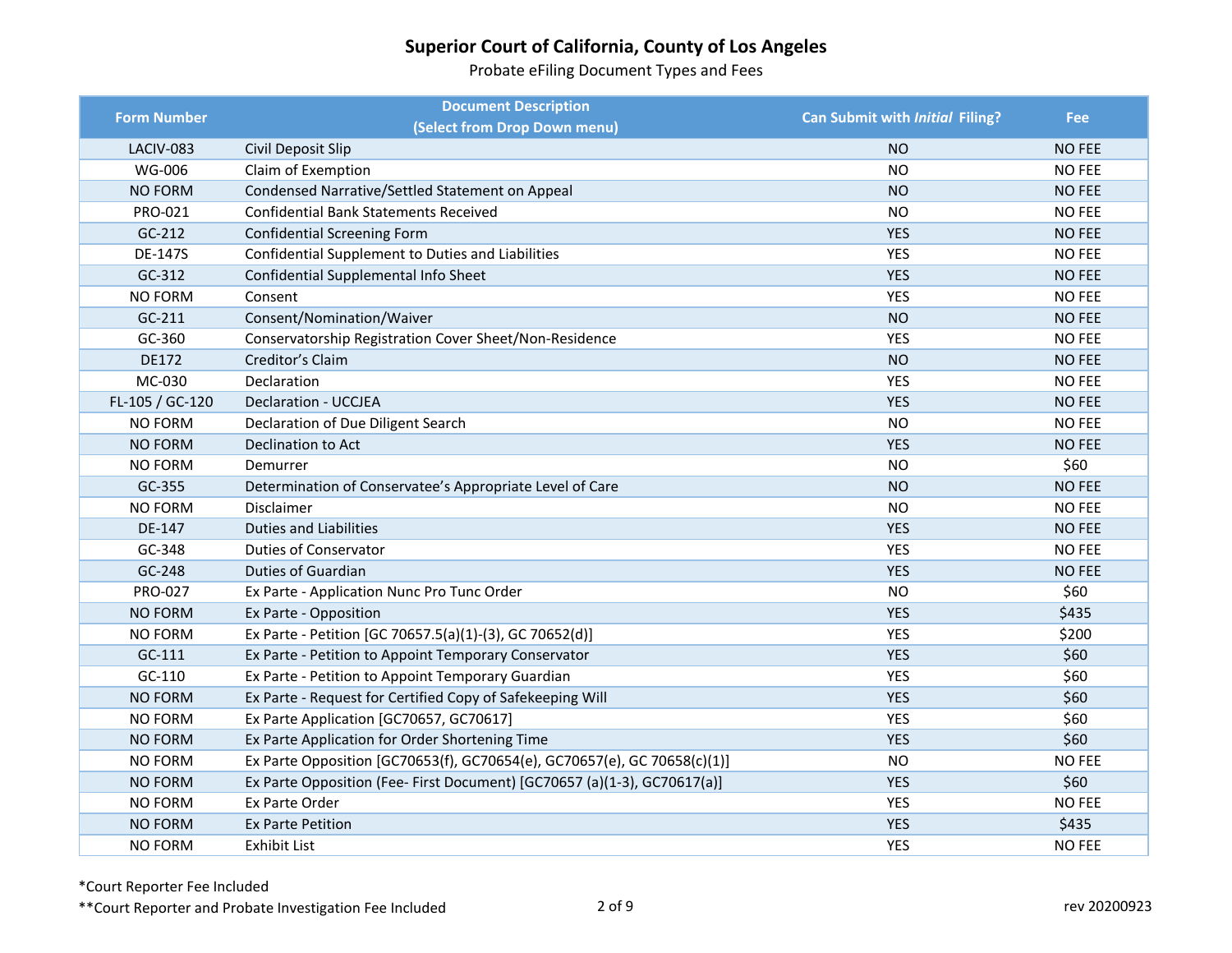# Superior Court of California, County of Los Angeles

Probate eFiling Document Types and Fees

| Form Number | Document Description (Select from Drop Down menu) | Can Submit with *Initial* Filing? | Fee |
|---|---|---|---|
| LACIV-083 | Civil Deposit Slip | NO | NO FEE |
| WG-006 | Claim of Exemption | NO | NO FEE |
| NO FORM | Condensed Narrative/Settled Statement on Appeal | NO | NO FEE |
| PRO-021 | Confidential Bank Statements Received | NO | NO FEE |
| GC-212 | Confidential Screening Form | YES | NO FEE |
| DE-147S | Confidential Supplement to Duties and Liabilities | YES | NO FEE |
| GC-312 | Confidential Supplemental Info Sheet | YES | NO FEE |
| NO FORM | Consent | YES | NO FEE |
| GC-211 | Consent/Nomination/Waiver | NO | NO FEE |
| GC-360 | Conservatorship Registration Cover Sheet/Non-Residence | YES | NO FEE |
| DE172 | Creditor's Claim | NO | NO FEE |
| MC-030 | Declaration | YES | NO FEE |
| FL-105 / GC-120 | Declaration - UCCJEA | YES | NO FEE |
| NO FORM | Declaration of Due Diligent Search | NO | NO FEE |
| NO FORM | Declination to Act | YES | NO FEE |
| NO FORM | Demurrer | NO | $60 |
| GC-355 | Determination of Conservatee's Appropriate Level of Care | NO | NO FEE |
| NO FORM | Disclaimer | NO | NO FEE |
| DE-147 | Duties and Liabilities | YES | NO FEE |
| GC-348 | Duties of Conservator | YES | NO FEE |
| GC-248 | Duties of Guardian | YES | NO FEE |
| PRO-027 | Ex Parte - Application Nunc Pro Tunc Order | NO | $60 |
| NO FORM | Ex Parte - Opposition | YES | $435 |
| NO FORM | Ex Parte - Petition [GC 70657.5(a)(1)-(3), GC 70652(d)] | YES | $200 |
| GC-111 | Ex Parte - Petition to Appoint Temporary Conservator | YES | $60 |
| GC-110 | Ex Parte - Petition to Appoint Temporary Guardian | YES | $60 |
| NO FORM | Ex Parte - Request for Certified Copy of Safekeeping Will | YES | $60 |
| NO FORM | Ex Parte Application [GC70657, GC70617] | YES | $60 |
| NO FORM | Ex Parte Application for Order Shortening Time | YES | $60 |
| NO FORM | Ex Parte Opposition [GC70653(f), GC70654(e), GC70657(e), GC 70658(c)(1)] | NO | NO FEE |
| NO FORM | Ex Parte Opposition (Fee- First Document) [GC70657 (a)(1-3), GC70617(a)] | YES | $60 |
| NO FORM | Ex Parte Order | YES | NO FEE |
| NO FORM | Ex Parte Petition | YES | $435 |
| NO FORM | Exhibit List | YES | NO FEE |

*Court Reporter Fee Included

**Court Reporter and Probate Investigation Fee Included

rev 20200923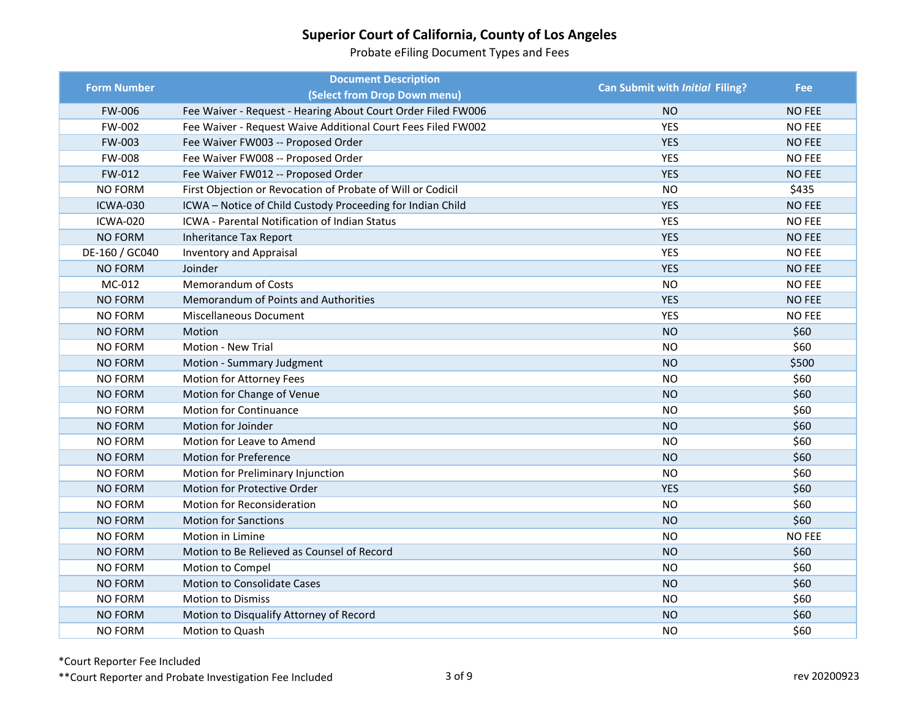# Superior Court of California, County of Los Angeles

Probate eFiling Document Types and Fees

| Form Number | Document Description (Select from Drop Down menu) | Can Submit with *Initial* Filing? | Fee |
|---|---|---|---|
| FW-006 | Fee Waiver - Request - Hearing About Court Order Filed FW006 | NO | NO FEE |
| FW-002 | Fee Waiver - Request Waive Additional Court Fees Filed FW002 | YES | NO FEE |
| FW-003 | Fee Waiver FW003 -- Proposed Order | YES | NO FEE |
| FW-008 | Fee Waiver FW008 -- Proposed Order | YES | NO FEE |
| FW-012 | Fee Waiver FW012 -- Proposed Order | YES | NO FEE |
| NO FORM | First Objection or Revocation of Probate of Will or Codicil | NO | $435 |
| ICWA-030 | ICWA – Notice of Child Custody Proceeding for Indian Child | YES | NO FEE |
| ICWA-020 | ICWA - Parental Notification of Indian Status | YES | NO FEE |
| NO FORM | Inheritance Tax Report | YES | NO FEE |
| DE-160 / GC040 | Inventory and Appraisal | YES | NO FEE |
| NO FORM | Joinder | YES | NO FEE |
| MC-012 | Memorandum of Costs | NO | NO FEE |
| NO FORM | Memorandum of Points and Authorities | YES | NO FEE |
| NO FORM | Miscellaneous Document | YES | NO FEE |
| NO FORM | Motion | NO | $60 |
| NO FORM | Motion - New Trial | NO | $60 |
| NO FORM | Motion - Summary Judgment | NO | $500 |
| NO FORM | Motion for Attorney Fees | NO | $60 |
| NO FORM | Motion for Change of Venue | NO | $60 |
| NO FORM | Motion for Continuance | NO | $60 |
| NO FORM | Motion for Joinder | NO | $60 |
| NO FORM | Motion for Leave to Amend | NO | $60 |
| NO FORM | Motion for Preference | NO | $60 |
| NO FORM | Motion for Preliminary Injunction | NO | $60 |
| NO FORM | Motion for Protective Order | YES | $60 |
| NO FORM | Motion for Reconsideration | NO | $60 |
| NO FORM | Motion for Sanctions | NO | $60 |
| NO FORM | Motion in Limine | NO | NO FEE |
| NO FORM | Motion to Be Relieved as Counsel of Record | NO | $60 |
| NO FORM | Motion to Compel | NO | $60 |
| NO FORM | Motion to Consolidate Cases | NO | $60 |
| NO FORM | Motion to Dismiss | NO | $60 |
| NO FORM | Motion to Disqualify Attorney of Record | NO | $60 |
| NO FORM | Motion to Quash | NO | $60 |

*Court Reporter Fee Included

**Court Reporter and Probate Investigation Fee Included

rev 20200923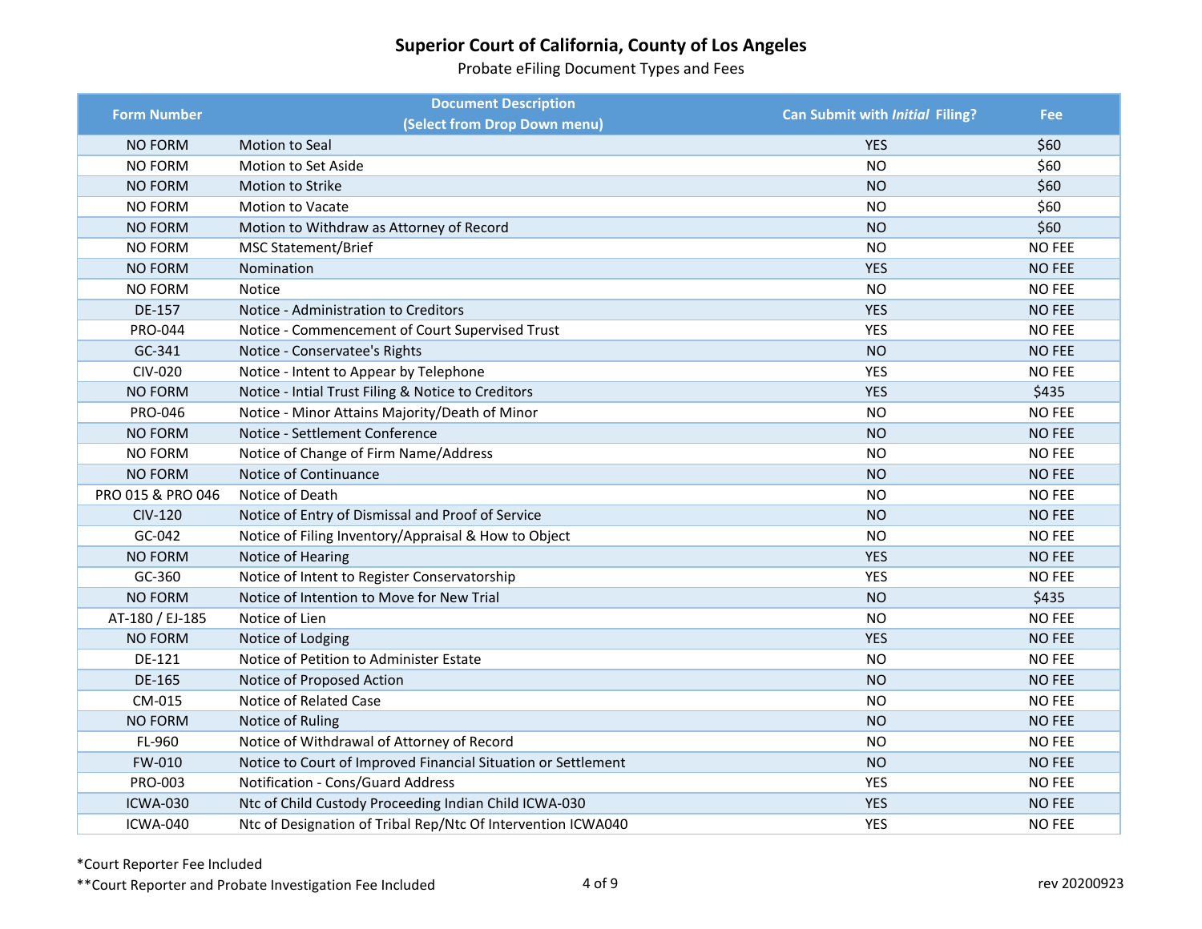# Superior Court of California, County of Los Angeles

Probate eFiling Document Types and Fees

| Form Number | Document Description (Select from Drop Down menu) | Can Submit with *Initial* Filing? | Fee |
|---|---|---|---|
| NO FORM | Motion to Seal | YES | $60 |
| NO FORM | Motion to Set Aside | NO | $60 |
| NO FORM | Motion to Strike | NO | $60 |
| NO FORM | Motion to Vacate | NO | $60 |
| NO FORM | Motion to Withdraw as Attorney of Record | NO | $60 |
| NO FORM | MSC Statement/Brief | NO | NO FEE |
| NO FORM | Nomination | YES | NO FEE |
| NO FORM | Notice | NO | NO FEE |
| DE-157 | Notice - Administration to Creditors | YES | NO FEE |
| PRO-044 | Notice - Commencement of Court Supervised Trust | YES | NO FEE |
| GC-341 | Notice - Conservatee's Rights | NO | NO FEE |
| CIV-020 | Notice - Intent to Appear by Telephone | YES | NO FEE |
| NO FORM | Notice - Intial Trust Filing & Notice to Creditors | YES | $435 |
| PRO-046 | Notice - Minor Attains Majority/Death of Minor | NO | NO FEE |
| NO FORM | Notice - Settlement Conference | NO | NO FEE |
| NO FORM | Notice of Change of Firm Name/Address | NO | NO FEE |
| NO FORM | Notice of Continuance | NO | NO FEE |
| PRO 015 & PRO 046 | Notice of Death | NO | NO FEE |
| CIV-120 | Notice of Entry of Dismissal and Proof of Service | NO | NO FEE |
| GC-042 | Notice of Filing Inventory/Appraisal & How to Object | NO | NO FEE |
| NO FORM | Notice of Hearing | YES | NO FEE |
| GC-360 | Notice of Intent to Register Conservatorship | YES | NO FEE |
| NO FORM | Notice of Intention to Move for New Trial | NO | $435 |
| AT-180 / EJ-185 | Notice of Lien | NO | NO FEE |
| NO FORM | Notice of Lodging | YES | NO FEE |
| DE-121 | Notice of Petition to Administer Estate | NO | NO FEE |
| DE-165 | Notice of Proposed Action | NO | NO FEE |
| CM-015 | Notice of Related Case | NO | NO FEE |
| NO FORM | Notice of Ruling | NO | NO FEE |
| FL-960 | Notice of Withdrawal of Attorney of Record | NO | NO FEE |
| FW-010 | Notice to Court of Improved Financial Situation or Settlement | NO | NO FEE |
| PRO-003 | Notification - Cons/Guard Address | YES | NO FEE |
| ICWA-030 | Ntc of Child Custody Proceeding Indian Child ICWA-030 | YES | NO FEE |
| ICWA-040 | Ntc of Designation of Tribal Rep/Ntc Of Intervention ICWA040 | YES | NO FEE |

*Court Reporter Fee Included

**Court Reporter and Probate Investigation Fee Included

rev 20200923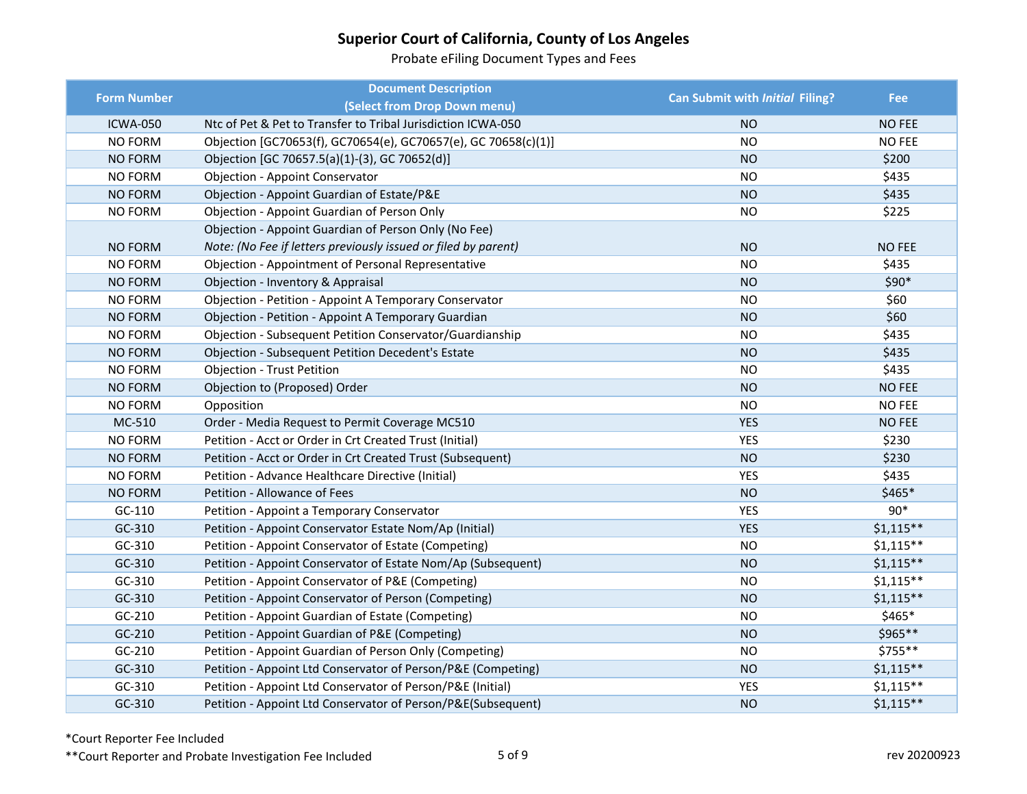# Superior Court of California, County of Los Angeles

Probate eFiling Document Types and Fees

| Form Number | Document Description (Select from Drop Down menu) | Can Submit with *Initial* Filing? | Fee |
|---|---|---|---|
| ICWA-050 | Ntc of Pet & Pet to Transfer to Tribal Jurisdiction ICWA-050 | NO | NO FEE |
| NO FORM | Objection [GC70653(f), GC70654(e), GC70657(e), GC 70658(c)(1)] | NO | NO FEE |
| NO FORM | Objection [GC 70657.5(a)(1)-(3), GC 70652(d)] | NO | $200 |
| NO FORM | Objection - Appoint Conservator | NO | $435 |
| NO FORM | Objection - Appoint Guardian of Estate/P&E | NO | $435 |
| NO FORM | Objection - Appoint Guardian of Person Only | NO | $225 |
| NO FORM | Objection - Appoint Guardian of Person Only (No Fee) *Note: (No Fee if letters previously issued or filed by parent)* | NO | NO FEE |
| NO FORM | Objection - Appointment of Personal Representative | NO | $435 |
| NO FORM | Objection - Inventory & Appraisal | NO | $90* |
| NO FORM | Objection - Petition - Appoint A Temporary Conservator | NO | $60 |
| NO FORM | Objection - Petition - Appoint A Temporary Guardian | NO | $60 |
| NO FORM | Objection - Subsequent Petition Conservator/Guardianship | NO | $435 |
| NO FORM | Objection - Subsequent Petition Decedent's Estate | NO | $435 |
| NO FORM | Objection - Trust Petition | NO | $435 |
| NO FORM | Objection to (Proposed) Order | NO | NO FEE |
| NO FORM | Opposition | NO | NO FEE |
| MC-510 | Order - Media Request to Permit Coverage MC510 | YES | NO FEE |
| NO FORM | Petition - Acct or Order in Crt Created Trust (Initial) | YES | $230 |
| NO FORM | Petition - Acct or Order in Crt Created Trust (Subsequent) | NO | $230 |
| NO FORM | Petition - Advance Healthcare Directive (Initial) | YES | $435 |
| NO FORM | Petition - Allowance of Fees | NO | $465* |
| GC-110 | Petition - Appoint a Temporary Conservator | YES | 90* |
| GC-310 | Petition - Appoint Conservator Estate Nom/Ap (Initial) | YES | $1,115** |
| GC-310 | Petition - Appoint Conservator of Estate (Competing) | NO | $1,115** |
| GC-310 | Petition - Appoint Conservator of Estate Nom/Ap (Subsequent) | NO | $1,115** |
| GC-310 | Petition - Appoint Conservator of P&E (Competing) | NO | $1,115** |
| GC-310 | Petition - Appoint Conservator of Person (Competing) | NO | $1,115** |
| GC-210 | Petition - Appoint Guardian of Estate (Competing) | NO | $465* |
| GC-210 | Petition - Appoint Guardian of P&E (Competing) | NO | $965** |
| GC-210 | Petition - Appoint Guardian of Person Only (Competing) | NO | $755** |
| GC-310 | Petition - Appoint Ltd Conservator of Person/P&E (Competing) | NO | $1,115** |
| GC-310 | Petition - Appoint Ltd Conservator of Person/P&E (Initial) | YES | $1,115** |
| GC-310 | Petition - Appoint Ltd Conservator of Person/P&E(Subsequent) | NO | $1,115** |

*Court Reporter Fee Included

**Court Reporter and Probate Investigation Fee Included

rev 20200923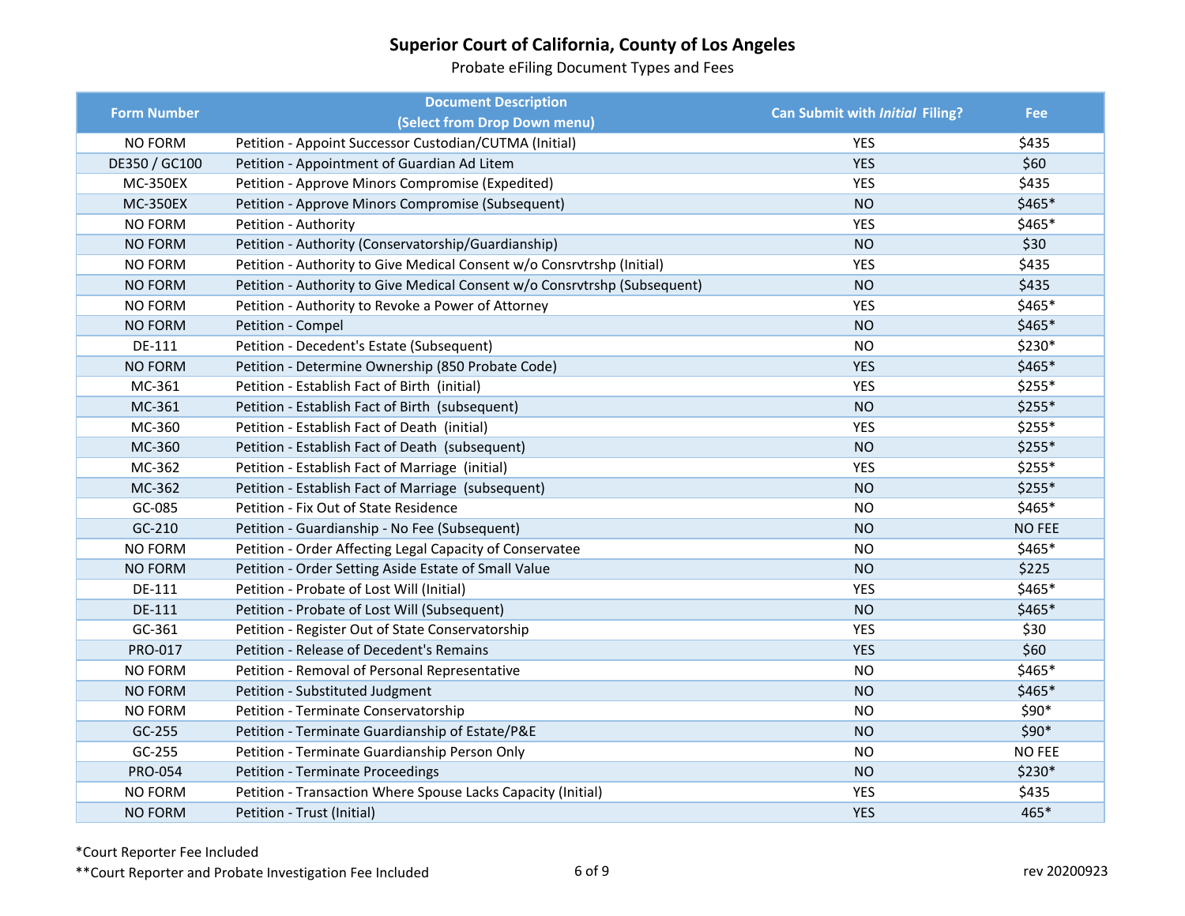# Superior Court of California, County of Los Angeles

Probate eFiling Document Types and Fees

| Form Number | Document Description (Select from Drop Down menu) | Can Submit with *Initial* Filing? | Fee |
|---|---|---|---|
| NO FORM | Petition - Appoint Successor Custodian/CUTMA (Initial) | YES | $435 |
| DE350 / GC100 | Petition - Appointment of Guardian Ad Litem | YES | $60 |
| MC-350EX | Petition - Approve Minors Compromise (Expedited) | YES | $435 |
| MC-350EX | Petition - Approve Minors Compromise (Subsequent) | NO | $465* |
| NO FORM | Petition - Authority | YES | $465* |
| NO FORM | Petition - Authority (Conservatorship/Guardianship) | NO | $30 |
| NO FORM | Petition - Authority to Give Medical Consent w/o Consrvtrshp (Initial) | YES | $435 |
| NO FORM | Petition - Authority to Give Medical Consent w/o Consrvtrshp (Subsequent) | NO | $435 |
| NO FORM | Petition - Authority to Revoke a Power of Attorney | YES | $465* |
| NO FORM | Petition - Compel | NO | $465* |
| DE-111 | Petition - Decedent's Estate (Subsequent) | NO | $230* |
| NO FORM | Petition - Determine Ownership (850 Probate Code) | YES | $465* |
| MC-361 | Petition - Establish Fact of Birth (initial) | YES | $255* |
| MC-361 | Petition - Establish Fact of Birth (subsequent) | NO | $255* |
| MC-360 | Petition - Establish Fact of Death (initial) | YES | $255* |
| MC-360 | Petition - Establish Fact of Death (subsequent) | NO | $255* |
| MC-362 | Petition - Establish Fact of Marriage (initial) | YES | $255* |
| MC-362 | Petition - Establish Fact of Marriage (subsequent) | NO | $255* |
| GC-085 | Petition - Fix Out of State Residence | NO | $465* |
| GC-210 | Petition - Guardianship - No Fee (Subsequent) | NO | NO FEE |
| NO FORM | Petition - Order Affecting Legal Capacity of Conservatee | NO | $465* |
| NO FORM | Petition - Order Setting Aside Estate of Small Value | NO | $225 |
| DE-111 | Petition - Probate of Lost Will (Initial) | YES | $465* |
| DE-111 | Petition - Probate of Lost Will (Subsequent) | NO | $465* |
| GC-361 | Petition - Register Out of State Conservatorship | YES | $30 |
| PRO-017 | Petition - Release of Decedent's Remains | YES | $60 |
| NO FORM | Petition - Removal of Personal Representative | NO | $465* |
| NO FORM | Petition - Substituted Judgment | NO | $465* |
| NO FORM | Petition - Terminate Conservatorship | NO | $90* |
| GC-255 | Petition - Terminate Guardianship of Estate/P&E | NO | $90* |
| GC-255 | Petition - Terminate Guardianship Person Only | NO | NO FEE |
| PRO-054 | Petition - Terminate Proceedings | NO | $230* |
| NO FORM | Petition - Transaction Where Spouse Lacks Capacity (Initial) | YES | $435 |
| NO FORM | Petition - Trust (Initial) | YES | 465* |

*Court Reporter Fee Included

**Court Reporter and Probate Investigation Fee Included

rev 20200923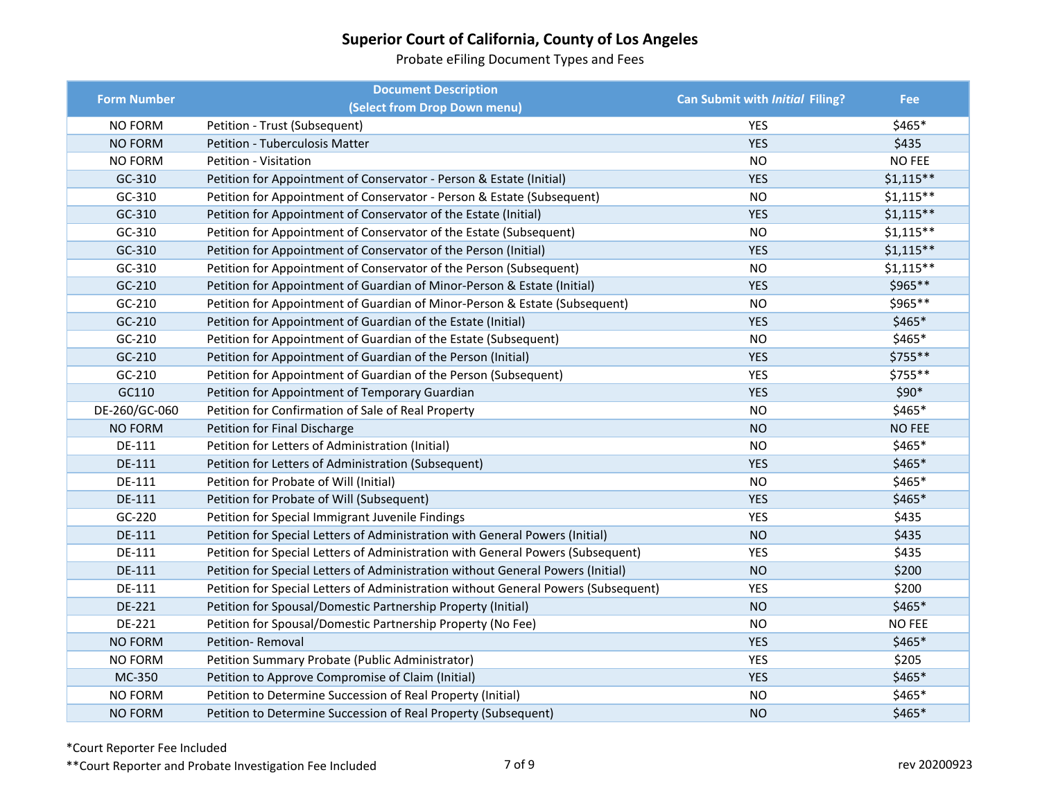# Superior Court of California, County of Los Angeles

Probate eFiling Document Types and Fees

| Form Number | Document Description (Select from Drop Down menu) | Can Submit with *Initial* Filing? | Fee |
|---|---|---|---|
| NO FORM | Petition - Trust (Subsequent) | YES | $465* |
| NO FORM | Petition - Tuberculosis Matter | YES | $435 |
| NO FORM | Petition - Visitation | NO | NO FEE |
| GC-310 | Petition for Appointment of Conservator - Person & Estate (Initial) | YES | $1,115** |
| GC-310 | Petition for Appointment of Conservator - Person & Estate (Subsequent) | NO | $1,115** |
| GC-310 | Petition for Appointment of Conservator of the Estate (Initial) | YES | $1,115** |
| GC-310 | Petition for Appointment of Conservator of the Estate (Subsequent) | NO | $1,115** |
| GC-310 | Petition for Appointment of Conservator of the Person (Initial) | YES | $1,115** |
| GC-310 | Petition for Appointment of Conservator of the Person (Subsequent) | NO | $1,115** |
| GC-210 | Petition for Appointment of Guardian of Minor-Person & Estate (Initial) | YES | $965** |
| GC-210 | Petition for Appointment of Guardian of Minor-Person & Estate (Subsequent) | NO | $965** |
| GC-210 | Petition for Appointment of Guardian of the Estate (Initial) | YES | $465* |
| GC-210 | Petition for Appointment of Guardian of the Estate (Subsequent) | NO | $465* |
| GC-210 | Petition for Appointment of Guardian of the Person (Initial) | YES | $755** |
| GC-210 | Petition for Appointment of Guardian of the Person (Subsequent) | YES | $755** |
| GC110 | Petition for Appointment of Temporary Guardian | YES | $90* |
| DE-260/GC-060 | Petition for Confirmation of Sale of Real Property | NO | $465* |
| NO FORM | Petition for Final Discharge | NO | NO FEE |
| DE-111 | Petition for Letters of Administration (Initial) | NO | $465* |
| DE-111 | Petition for Letters of Administration (Subsequent) | YES | $465* |
| DE-111 | Petition for Probate of Will (Initial) | NO | $465* |
| DE-111 | Petition for Probate of Will (Subsequent) | YES | $465* |
| GC-220 | Petition for Special Immigrant Juvenile Findings | YES | $435 |
| DE-111 | Petition for Special Letters of Administration with General Powers (Initial) | NO | $435 |
| DE-111 | Petition for Special Letters of Administration with General Powers (Subsequent) | YES | $435 |
| DE-111 | Petition for Special Letters of Administration without General Powers (Initial) | NO | $200 |
| DE-111 | Petition for Special Letters of Administration without General Powers (Subsequent) | YES | $200 |
| DE-221 | Petition for Spousal/Domestic Partnership Property (Initial) | NO | $465* |
| DE-221 | Petition for Spousal/Domestic Partnership Property (No Fee) | NO | NO FEE |
| NO FORM | Petition- Removal | YES | $465* |
| NO FORM | Petition Summary Probate (Public Administrator) | YES | $205 |
| MC-350 | Petition to Approve Compromise of Claim (Initial) | YES | $465* |
| NO FORM | Petition to Determine Succession of Real Property (Initial) | NO | $465* |
| NO FORM | Petition to Determine Succession of Real Property (Subsequent) | NO | $465* |

*Court Reporter Fee Included

**Court Reporter and Probate Investigation Fee Included

rev 20200923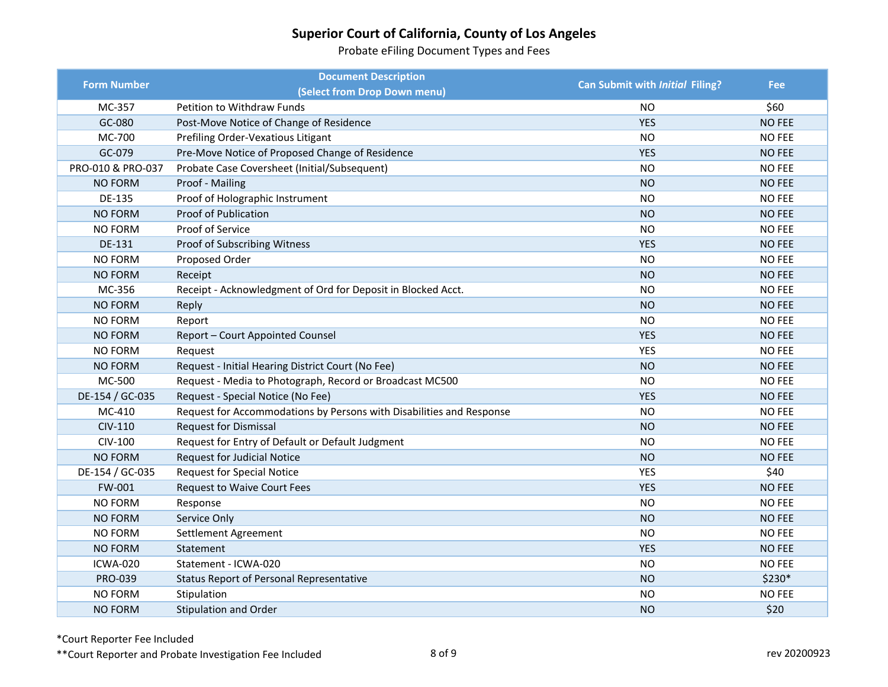# Superior Court of California, County of Los Angeles

Probate eFiling Document Types and Fees

| Form Number | Document Description (Select from Drop Down menu) | Can Submit with *Initial* Filing? | Fee |
|---|---|---|---|
| MC-357 | Petition to Withdraw Funds | NO | $60 |
| GC-080 | Post-Move Notice of Change of Residence | YES | NO FEE |
| MC-700 | Prefiling Order-Vexatious Litigant | NO | NO FEE |
| GC-079 | Pre-Move Notice of Proposed Change of Residence | YES | NO FEE |
| PRO-010 & PRO-037 | Probate Case Coversheet (Initial/Subsequent) | NO | NO FEE |
| NO FORM | Proof - Mailing | NO | NO FEE |
| DE-135 | Proof of Holographic Instrument | NO | NO FEE |
| NO FORM | Proof of Publication | NO | NO FEE |
| NO FORM | Proof of Service | NO | NO FEE |
| DE-131 | Proof of Subscribing Witness | YES | NO FEE |
| NO FORM | Proposed Order | NO | NO FEE |
| NO FORM | Receipt | NO | NO FEE |
| MC-356 | Receipt - Acknowledgment of Ord for Deposit in Blocked Acct. | NO | NO FEE |
| NO FORM | Reply | NO | NO FEE |
| NO FORM | Report | NO | NO FEE |
| NO FORM | Report – Court Appointed Counsel | YES | NO FEE |
| NO FORM | Request | YES | NO FEE |
| NO FORM | Request - Initial Hearing District Court (No Fee) | NO | NO FEE |
| MC-500 | Request - Media to Photograph, Record or Broadcast MC500 | NO | NO FEE |
| DE-154 / GC-035 | Request - Special Notice (No Fee) | YES | NO FEE |
| MC-410 | Request for Accommodations by Persons with Disabilities and Response | NO | NO FEE |
| CIV-110 | Request for Dismissal | NO | NO FEE |
| CIV-100 | Request for Entry of Default or Default Judgment | NO | NO FEE |
| NO FORM | Request for Judicial Notice | NO | NO FEE |
| DE-154 / GC-035 | Request for Special Notice | YES | $40 |
| FW-001 | Request to Waive Court Fees | YES | NO FEE |
| NO FORM | Response | NO | NO FEE |
| NO FORM | Service Only | NO | NO FEE |
| NO FORM | Settlement Agreement | NO | NO FEE |
| NO FORM | Statement | YES | NO FEE |
| ICWA-020 | Statement - ICWA-020 | NO | NO FEE |
| PRO-039 | Status Report of Personal Representative | NO | $230* |
| NO FORM | Stipulation | NO | NO FEE |
| NO FORM | Stipulation and Order | NO | $20 |

*Court Reporter Fee Included

**Court Reporter and Probate Investigation Fee Included

rev 20200923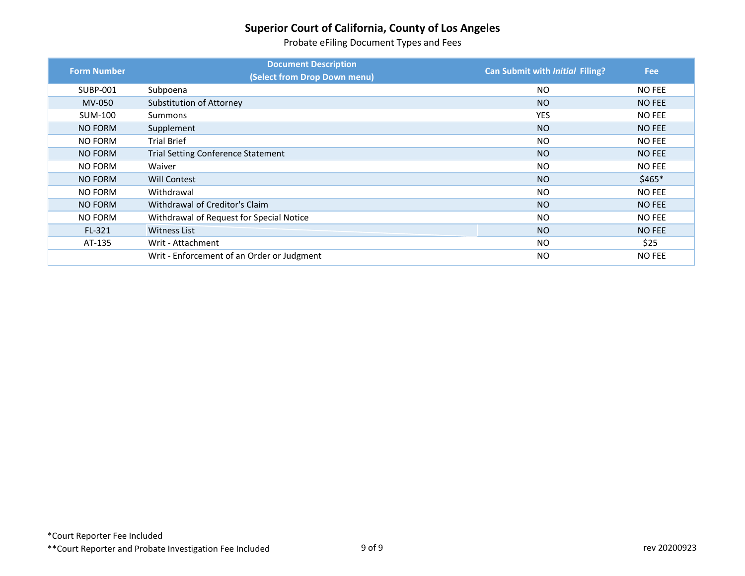## Superior Court of California, County of Los Angeles

Probate eFiling Document Types and Fees

| Form Number | Document Description (Select from Drop Down menu) | Can Submit with *Initial* Filing? | Fee |
|---|---|---|---|
| SUBP-001 | Subpoena | NO | NO FEE |
| MV-050 | Substitution of Attorney | NO | NO FEE |
| SUM-100 | Summons | YES | NO FEE |
| NO FORM | Supplement | NO | NO FEE |
| NO FORM | Trial Brief | NO | NO FEE |
| NO FORM | Trial Setting Conference Statement | NO | NO FEE |
| NO FORM | Waiver | NO | NO FEE |
| NO FORM | Will Contest | NO | $465* |
| NO FORM | Withdrawal | NO | NO FEE |
| NO FORM | Withdrawal of Creditor's Claim | NO | NO FEE |
| NO FORM | Withdrawal of Request for Special Notice | NO | NO FEE |
| FL-321 | Witness List | NO | NO FEE |
| AT-135 | Writ - Attachment | NO | $25 |
| | Writ - Enforcement of an Order or Judgment | NO | NO FEE |

*Court Reporter Fee Included

**Court Reporter and Probate Investigation Fee Included

rev 20200923